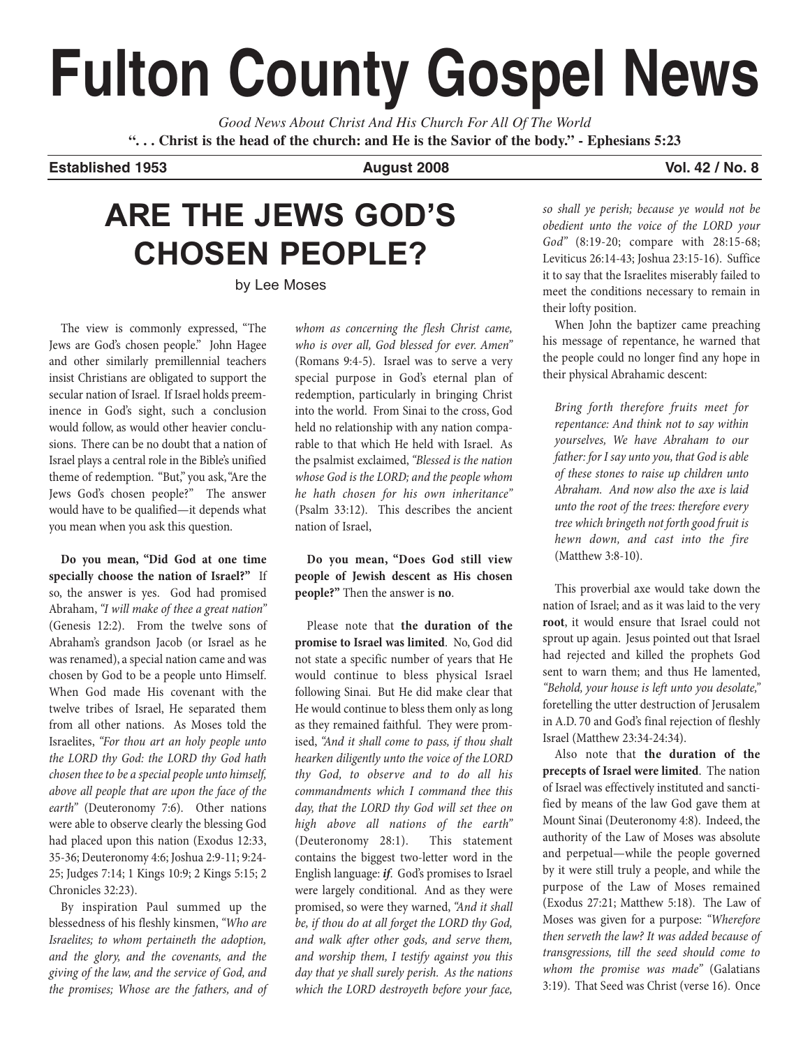# Fulton County Gospel News

*Good News About Christ And His Church For All Of The World*

**". . . Christ is the head of the church: and He is the Savior of the body." - Ephesians 5:23**

**Established 1953** **August 2008** **Vol. 42 / No. 8**

## ARE THE JEWS GOD'S CHOSEN PEOPLE?

by Lee Moses

The view is commonly expressed, "The Jews are God's chosen people." John Hagee and other similarly premillennial teachers insist Christians are obligated to support the secular nation of Israel. If Israel holds preeminence in God's sight, such a conclusion would follow, as would other heavier conclusions. There can be no doubt that a nation of Israel plays a central role in the Bible's unified theme of redemption. "But," you ask, "Are the Jews God's chosen people?" The answer would have to be qualified—it depends what you mean when you ask this question.

**Do you mean, "Did God at one time specially choose the nation of Israel?"** If so, the answer is yes. God had promised Abraham, *"I will make of thee a great nation"* (Genesis 12:2). From the twelve sons of Abraham's grandson Jacob (or Israel as he was renamed), a special nation came and was chosen by God to be a people unto Himself. When God made His covenant with the twelve tribes of Israel, He separated them from all other nations. As Moses told the Israelites, *"For thou art an holy people unto the LORD thy God: the LORD thy God hath chosen thee to be a special people unto himself, above all people that are upon the face of the earth"* (Deuteronomy 7:6). Other nations were able to observe clearly the blessing God had placed upon this nation (Exodus 12:33, 35-36; Deuteronomy 4:6; Joshua 2:9-11; 9:24-25; Judges 7:14; 1 Kings 10:9; 2 Kings 5:15; 2 Chronicles 32:23).

By inspiration Paul summed up the blessedness of his fleshly kinsmen, *"Who are Israelites; to whom pertaineth the adoption, and the glory, and the covenants, and the giving of the law, and the service of God, and the promises; Whose are the fathers, and of whom as concerning the flesh Christ came, who is over all, God blessed for ever. Amen"* (Romans 9:4-5). Israel was to serve a very special purpose in God's eternal plan of redemption, particularly in bringing Christ into the world. From Sinai to the cross, God held no relationship with any nation comparable to that which He held with Israel. As the psalmist exclaimed, *"Blessed is the nation whose God is the LORD; and the people whom he hath chosen for his own inheritance"* (Psalm 33:12). This describes the ancient nation of Israel,

**Do you mean, "Does God still view people of Jewish descent as His chosen people?"** Then the answer is **no**.

Please note that **the duration of the promise to Israel was limited**. No, God did not state a specific number of years that He would continue to bless physical Israel following Sinai. But He did make clear that He would continue to bless them only as long as they remained faithful. They were promised, *"And it shall come to pass, if thou shalt hearken diligently unto the voice of the LORD thy God, to observe and to do all his commandments which I command thee this day, that the LORD thy God will set thee on high above all nations of the earth"* (Deuteronomy 28:1). This statement contains the biggest two-letter word in the English language: ***if***. God's promises to Israel were largely conditional. And as they were promised, so were they warned, *"And it shall be, if thou do at all forget the LORD thy God, and walk after other gods, and serve them, and worship them, I testify against you this day that ye shall surely perish. As the nations which the LORD destroyeth before your face, so shall ye perish; because ye would not be obedient unto the voice of the LORD your God"* (8:19-20; compare with 28:15-68; Leviticus 26:14-43; Joshua 23:15-16). Suffice it to say that the Israelites miserably failed to meet the conditions necessary to remain in their lofty position.

When John the baptizer came preaching his message of repentance, he warned that the people could no longer find any hope in their physical Abrahamic descent:

> *Bring forth therefore fruits meet for repentance: And think not to say within yourselves, We have Abraham to our father: for I say unto you, that God is able of these stones to raise up children unto Abraham. And now also the axe is laid unto the root of the trees: therefore every tree which bringeth not forth good fruit is hewn down, and cast into the fire* (Matthew 3:8-10).

This proverbial axe would take down the nation of Israel; and as it was laid to the very **root**, it would ensure that Israel could not sprout up again. Jesus pointed out that Israel had rejected and killed the prophets God sent to warn them; and thus He lamented, *"Behold, your house is left unto you desolate,"* foretelling the utter destruction of Jerusalem in A.D. 70 and God's final rejection of fleshly Israel (Matthew 23:34-24:34).

Also note that **the duration of the precepts of Israel were limited**. The nation of Israel was effectively instituted and sanctified by means of the law God gave them at Mount Sinai (Deuteronomy 4:8). Indeed, the authority of the Law of Moses was absolute and perpetual—while the people governed by it were still truly a people, and while the purpose of the Law of Moses remained (Exodus 27:21; Matthew 5:18). The Law of Moses was given for a purpose: *"Wherefore then serveth the law? It was added because of transgressions, till the seed should come to whom the promise was made"* (Galatians 3:19). That Seed was Christ (verse 16). Once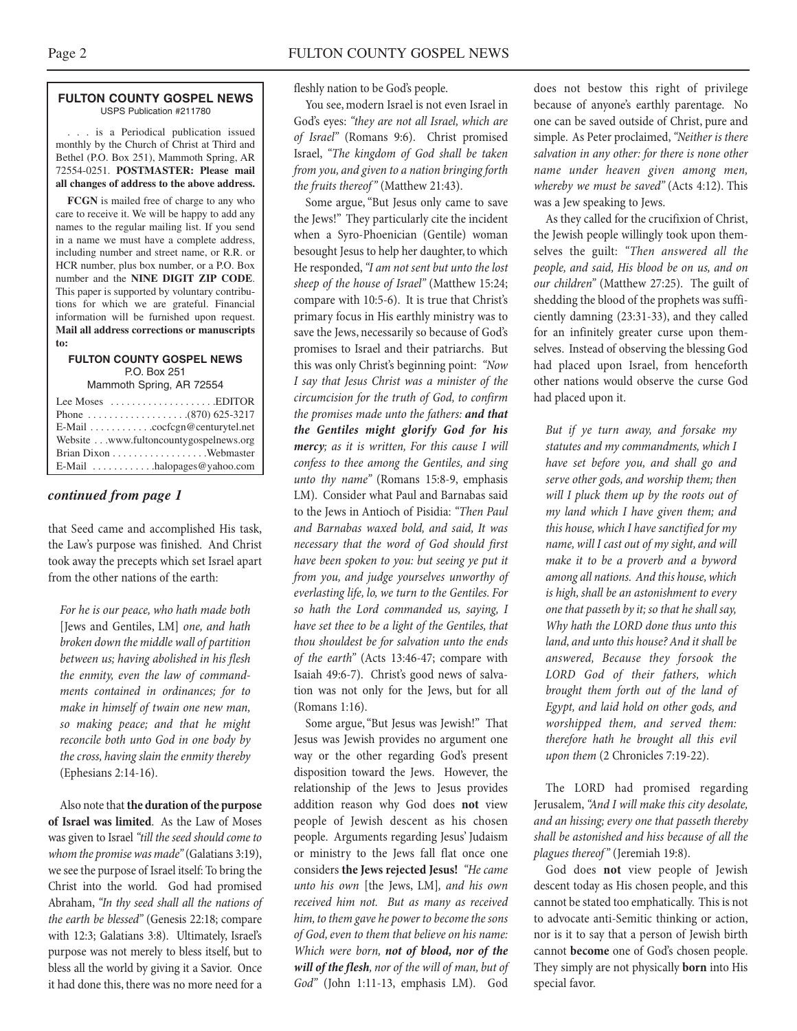**FULTON COUNTY GOSPEL NEWS**
USPS Publication #211780

. . . is a Periodical publication issued monthly by the Church of Christ at Third and Bethel (P.O. Box 251), Mammoth Spring, AR 72554-0251. **POSTMASTER: Please mail all changes of address to the above address.**

**FCGN** is mailed free of charge to any who care to receive it. We will be happy to add any names to the regular mailing list. If you send in a name we must have a complete address, including number and street name, or R.R. or HCR number, plus box number, or a P.O. Box number and the **NINE DIGIT ZIP CODE**. This paper is supported by voluntary contributions for which we are grateful. Financial information will be furnished upon request. **Mail all address corrections or manuscripts to:**

**FULTON COUNTY GOSPEL NEWS**
P.O. Box 251
Mammoth Spring, AR 72554

Lee Moses . . . . . . . . . . . . . . . . . . .EDITOR
Phone . . . . . . . . . . . . . . . . . .(870) 625-3217
E-Mail . . . . . . . . . . . .cocfcgn@centurytel.net
Website . . .www.fultoncountygospelnews.org
Brian Dixon . . . . . . . . . . . . . . . . .Webmaster
E-Mail . . . . . . . . . . . .halopages@yahoo.com

***continued from page 1***

that Seed came and accomplished His task, the Law's purpose was finished. And Christ took away the precepts which set Israel apart from the other nations of the earth:

> *For he is our peace, who hath made both* [Jews and Gentiles, LM] *one, and hath broken down the middle wall of partition between us; having abolished in his flesh the enmity, even the law of commandments contained in ordinances; for to make in himself of twain one new man, so making peace; and that he might reconcile both unto God in one body by the cross, having slain the enmity thereby* (Ephesians 2:14-16).

Also note that **the duration of the purpose of Israel was limited**. As the Law of Moses was given to Israel *"till the seed should come to whom the promise was made"* (Galatians 3:19), we see the purpose of Israel itself: To bring the Christ into the world. God had promised Abraham, *"In thy seed shall all the nations of the earth be blessed"* (Genesis 22:18; compare with 12:3; Galatians 3:8). Ultimately, Israel's purpose was not merely to bless itself, but to bless all the world by giving it a Savior. Once it had done this, there was no more need for a fleshly nation to be God's people.

You see, modern Israel is not even Israel in God's eyes: *"they are not all Israel, which are of Israel"* (Romans 9:6). Christ promised Israel, *"The kingdom of God shall be taken from you, and given to a nation bringing forth the fruits thereof"* (Matthew 21:43).

Some argue, "But Jesus only came to save the Jews!" They particularly cite the incident when a Syro-Phoenician (Gentile) woman besought Jesus to help her daughter, to which He responded, *"I am not sent but unto the lost sheep of the house of Israel"* (Matthew 15:24; compare with 10:5-6). It is true that Christ's primary focus in His earthly ministry was to save the Jews, necessarily so because of God's promises to Israel and their patriarchs. But this was only Christ's beginning point: *"Now I say that Jesus Christ was a minister of the circumcision for the truth of God, to confirm the promises made unto the fathers: **and that the Gentiles might glorify God for his mercy**; as it is written, For this cause I will confess to thee among the Gentiles, and sing unto thy name"* (Romans 15:8-9, emphasis LM). Consider what Paul and Barnabas said to the Jews in Antioch of Pisidia: *"Then Paul and Barnabas waxed bold, and said, It was necessary that the word of God should first have been spoken to you: but seeing ye put it from you, and judge yourselves unworthy of everlasting life, lo, we turn to the Gentiles. For so hath the Lord commanded us, saying, I have set thee to be a light of the Gentiles, that thou shouldest be for salvation unto the ends of the earth"* (Acts 13:46-47; compare with Isaiah 49:6-7). Christ's good news of salvation was not only for the Jews, but for all (Romans 1:16).

Some argue, "But Jesus was Jewish!" That Jesus was Jewish provides no argument one way or the other regarding God's present disposition toward the Jews. However, the relationship of the Jews to Jesus provides addition reason why God does **not** view people of Jewish descent as his chosen people. Arguments regarding Jesus' Judaism or ministry to the Jews fall flat once one considers **the Jews rejected Jesus!** *"He came unto his own* [the Jews, LM]*, and his own received him not. But as many as received him, to them gave he power to become the sons of God, even to them that believe on his name: Which were born, **not of blood, nor of the will of the flesh**, nor of the will of man, but of God"* (John 1:11-13, emphasis LM). God does not bestow this right of privilege because of anyone's earthly parentage. No one can be saved outside of Christ, pure and simple. As Peter proclaimed, *"Neither is there salvation in any other: for there is none other name under heaven given among men, whereby we must be saved"* (Acts 4:12). This was a Jew speaking to Jews.

As they called for the crucifixion of Christ, the Jewish people willingly took upon themselves the guilt: *"Then answered all the people, and said, His blood be on us, and on our children"* (Matthew 27:25). The guilt of shedding the blood of the prophets was sufficiently damning (23:31-33), and they called for an infinitely greater curse upon themselves. Instead of observing the blessing God had placed upon Israel, from henceforth other nations would observe the curse God had placed upon it.

> *But if ye turn away, and forsake my statutes and my commandments, which I have set before you, and shall go and serve other gods, and worship them; then will I pluck them up by the roots out of my land which I have given them; and this house, which I have sanctified for my name, will I cast out of my sight, and will make it to be a proverb and a byword among all nations. And this house, which is high, shall be an astonishment to every one that passeth by it; so that he shall say, Why hath the LORD done thus unto this land, and unto this house? And it shall be answered, Because they forsook the LORD God of their fathers, which brought them forth out of the land of Egypt, and laid hold on other gods, and worshipped them, and served them: therefore hath he brought all this evil upon them* (2 Chronicles 7:19-22).

The LORD had promised regarding Jerusalem, *"And I will make this city desolate, and an hissing; every one that passeth thereby shall be astonished and hiss because of all the plagues thereof"* (Jeremiah 19:8).

God does **not** view people of Jewish descent today as His chosen people, and this cannot be stated too emphatically. This is not to advocate anti-Semitic thinking or action, nor is it to say that a person of Jewish birth cannot **become** one of God's chosen people. They simply are not physically **born** into His special favor.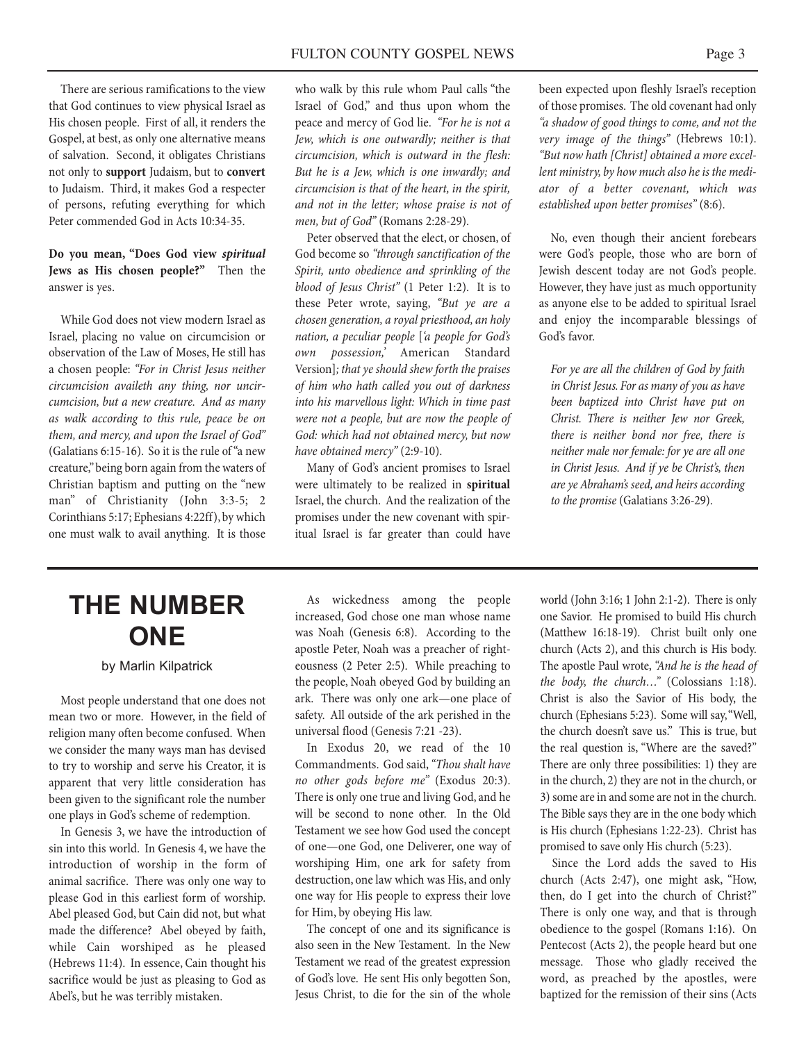There are serious ramifications to the view that God continues to view physical Israel as His chosen people. First of all, it renders the Gospel, at best, as only one alternative means of salvation. Second, it obligates Christians not only to **support** Judaism, but to **convert** to Judaism. Third, it makes God a respecter of persons, refuting everything for which Peter commended God in Acts 10:34-35.

**Do you mean, "Does God view *spiritual* Jews as His chosen people?"** Then the answer is yes.

While God does not view modern Israel as Israel, placing no value on circumcision or observation of the Law of Moses, He still has a chosen people: *"For in Christ Jesus neither circumcision availeth any thing, nor uncircumcision, but a new creature. And as many as walk according to this rule, peace be on them, and mercy, and upon the Israel of God"* (Galatians 6:15-16). So it is the rule of "a new creature," being born again from the waters of Christian baptism and putting on the "new man" of Christianity (John 3:3-5; 2 Corinthians 5:17; Ephesians 4:22ff), by which one must walk to avail anything. It is those who walk by this rule whom Paul calls "the Israel of God," and thus upon whom the peace and mercy of God lie. *"For he is not a Jew, which is one outwardly; neither is that circumcision, which is outward in the flesh: But he is a Jew, which is one inwardly; and circumcision is that of the heart, in the spirit, and not in the letter; whose praise is not of men, but of God"* (Romans 2:28-29).

Peter observed that the elect, or chosen, of God become so *"through sanctification of the Spirit, unto obedience and sprinkling of the blood of Jesus Christ"* (1 Peter 1:2). It is to these Peter wrote, saying, *"But ye are a chosen generation, a royal priesthood, an holy nation, a peculiar people* [*'a people for God's own possession,'* American Standard Version]*; that ye should shew forth the praises of him who hath called you out of darkness into his marvellous light: Which in time past were not a people, but are now the people of God: which had not obtained mercy, but now have obtained mercy"* (2:9-10).

Many of God's ancient promises to Israel were ultimately to be realized in **spiritual** Israel, the church. And the realization of the promises under the new covenant with spiritual Israel is far greater than could have been expected upon fleshly Israel's reception of those promises. The old covenant had only *"a shadow of good things to come, and not the very image of the things"* (Hebrews 10:1). *"But now hath [Christ] obtained a more excellent ministry, by how much also he is the mediator of a better covenant, which was established upon better promises"* (8:6).

No, even though their ancient forebears were God's people, those who are born of Jewish descent today are not God's people. However, they have just as much opportunity as anyone else to be added to spiritual Israel and enjoy the incomparable blessings of God's favor.

> *For ye are all the children of God by faith in Christ Jesus. For as many of you as have been baptized into Christ have put on Christ. There is neither Jew nor Greek, there is neither bond nor free, there is neither male nor female: for ye are all one in Christ Jesus. And if ye be Christ's, then are ye Abraham's seed, and heirs according to the promise* (Galatians 3:26-29).

# THE NUMBER ONE

by Marlin Kilpatrick

Most people understand that one does not mean two or more. However, in the field of religion many often become confused. When we consider the many ways man has devised to try to worship and serve his Creator, it is apparent that very little consideration has been given to the significant role the number one plays in God's scheme of redemption.

In Genesis 3, we have the introduction of sin into this world. In Genesis 4, we have the introduction of worship in the form of animal sacrifice. There was only one way to please God in this earliest form of worship. Abel pleased God, but Cain did not, but what made the difference? Abel obeyed by faith, while Cain worshiped as he pleased (Hebrews 11:4). In essence, Cain thought his sacrifice would be just as pleasing to God as Abel's, but he was terribly mistaken.

As wickedness among the people increased, God chose one man whose name was Noah (Genesis 6:8). According to the apostle Peter, Noah was a preacher of righteousness (2 Peter 2:5). While preaching to the people, Noah obeyed God by building an ark. There was only one ark—one place of safety. All outside of the ark perished in the universal flood (Genesis 7:21 -23).

In Exodus 20, we read of the 10 Commandments. God said, "*Thou shalt have no other gods before me"* (Exodus 20:3). There is only one true and living God, and he will be second to none other. In the Old Testament we see how God used the concept of one—one God, one Deliverer, one way of worshiping Him, one ark for safety from destruction, one law which was His, and only one way for His people to express their love for Him, by obeying His law.

The concept of one and its significance is also seen in the New Testament. In the New Testament we read of the greatest expression of God's love. He sent His only begotten Son, Jesus Christ, to die for the sin of the whole world (John 3:16; 1 John 2:1-2). There is only one Savior. He promised to build His church (Matthew 16:18-19). Christ built only one church (Acts 2), and this church is His body. The apostle Paul wrote, *"And he is the head of the body, the church…"* (Colossians 1:18). Christ is also the Savior of His body, the church (Ephesians 5:23). Some will say, "Well, the church doesn't save us." This is true, but the real question is, "Where are the saved?" There are only three possibilities: 1) they are in the church, 2) they are not in the church, or 3) some are in and some are not in the church. The Bible says they are in the one body which is His church (Ephesians 1:22-23). Christ has promised to save only His church (5:23).

Since the Lord adds the saved to His church (Acts 2:47), one might ask, "How, then, do I get into the church of Christ?" There is only one way, and that is through obedience to the gospel (Romans 1:16). On Pentecost (Acts 2), the people heard but one message. Those who gladly received the word, as preached by the apostles, were baptized for the remission of their sins (Acts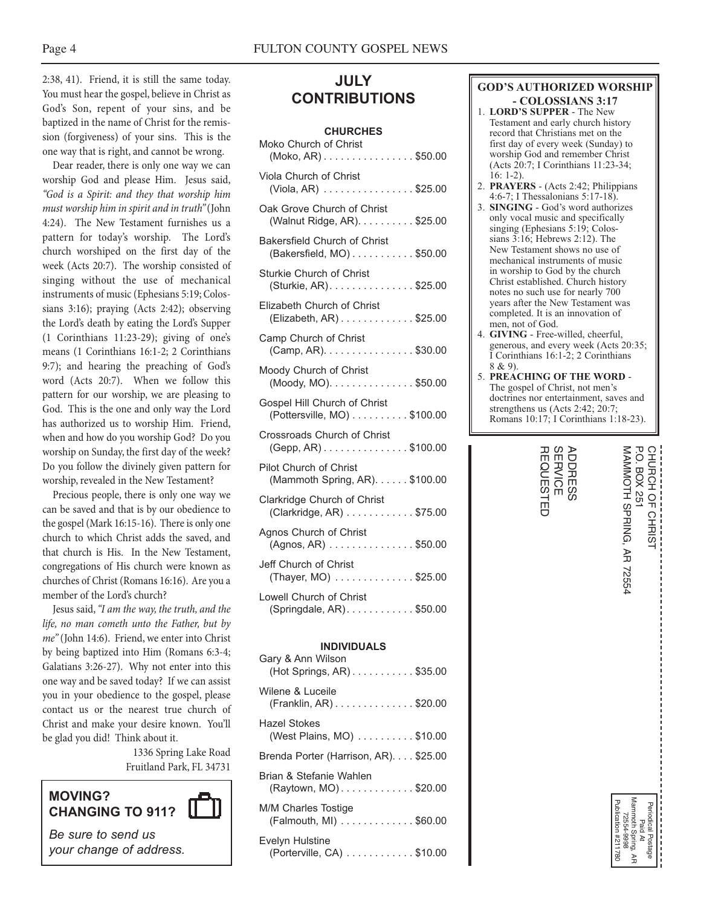2:38, 41). Friend, it is still the same today. You must hear the gospel, believe in Christ as God's Son, repent of your sins, and be baptized in the name of Christ for the remission (forgiveness) of your sins. This is the one way that is right, and cannot be wrong.

Dear reader, there is only one way we can worship God and please Him. Jesus said, *"God is a Spirit: and they that worship him must worship him in spirit and in truth"* (John 4:24). The New Testament furnishes us a pattern for today's worship. The Lord's church worshiped on the first day of the week (Acts 20:7). The worship consisted of singing without the use of mechanical instruments of music (Ephesians 5:19; Colossians 3:16); praying (Acts 2:42); observing the Lord's death by eating the Lord's Supper (1 Corinthians 11:23-29); giving of one's means (1 Corinthians 16:1-2; 2 Corinthians 9:7); and hearing the preaching of God's word (Acts 20:7). When we follow this pattern for our worship, we are pleasing to God. This is the one and only way the Lord has authorized us to worship Him. Friend, when and how do you worship God? Do you worship on Sunday, the first day of the week? Do you follow the divinely given pattern for worship, revealed in the New Testament?

Precious people, there is only one way we can be saved and that is by our obedience to the gospel (Mark 16:15-16). There is only one church to which Christ adds the saved, and that church is His. In the New Testament, congregations of His church were known as churches of Christ (Romans 16:16). Are you a member of the Lord's church?

Jesus said, *"I am the way, the truth, and the life, no man cometh unto the Father, but by me"* (John 14:6). Friend, we enter into Christ by being baptized into Him (Romans 6:3-4; Galatians 3:26-27). Why not enter into this one way and be saved today? If we can assist you in your obedience to the gospel, please contact us or the nearest true church of Christ and make your desire known. You'll be glad you did! Think about it.

1336 Spring Lake Road
Fruitland Park, FL 34731

**MOVING? CHANGING TO 911?**

*Be sure to send us your change of address.*

## JULY CONTRIBUTIONS

### CHURCHES

Moko Church of Christ (Moko, AR) . . . . . . . . . . $50.00

Viola Church of Christ (Viola, AR) . . . . . . . . . . $25.00

Oak Grove Church of Christ (Walnut Ridge, AR). . . . . . . . . . $25.00

Bakersfield Church of Christ (Bakersfield, MO) . . . . . . . . . . $50.00

Sturkie Church of Christ (Sturkie, AR). . . . . . . . . . $25.00

Elizabeth Church of Christ (Elizabeth, AR) . . . . . . . . . . $25.00

Camp Church of Christ (Camp, AR). . . . . . . . . . $30.00

Moody Church of Christ (Moody, MO). . . . . . . . . . $50.00

Gospel Hill Church of Christ (Pottersville, MO) . . . . . . . . . . $100.00

Crossroads Church of Christ (Gepp, AR) . . . . . . . . . . $100.00

Pilot Church of Christ (Mammoth Spring, AR). . . . . . $100.00

Clarkridge Church of Christ (Clarkridge, AR) . . . . . . . . . . $75.00

Agnos Church of Christ (Agnos, AR) . . . . . . . . . . $50.00

Jeff Church of Christ (Thayer, MO) . . . . . . . . . . $25.00

Lowell Church of Christ (Springdale, AR). . . . . . . . . . $50.00

### INDIVIDUALS

Gary & Ann Wilson (Hot Springs, AR) . . . . . . . . . . $35.00

Wilene & Luceile (Franklin, AR) . . . . . . . . . . $20.00

Hazel Stokes (West Plains, MO) . . . . . . . . . . $10.00

Brenda Porter (Harrison, AR). . . . $25.00

Brian & Stefanie Wahlen (Raytown, MO). . . . . . . . . . $20.00

M/M Charles Tostige (Falmouth, MI) . . . . . . . . . . $60.00

Evelyn Hulstine (Porterville, CA) . . . . . . . . . . $10.00

### GOD'S AUTHORIZED WORSHIP - COLOSSIANS 3:17

1. **LORD'S SUPPER** - The New Testament and early church history record that Christians met on the first day of every week (Sunday) to worship God and remember Christ (Acts 20:7; I Corinthians 11:23-34; 16: 1-2).
2. **PRAYERS** - (Acts 2:42; Philippians 4:6-7; I Thessalonians 5:17-18).
3. **SINGING** - God's word authorizes only vocal music and specifically singing (Ephesians 5:19; Colossians 3:16; Hebrews 2:12). The New Testament shows no use of mechanical instruments of music in worship to God by the church Christ established. Church history notes no such use for nearly 700 years after the New Testament was completed. It is an innovation of men, not of God.
4. **GIVING** - Free-willed, cheerful, generous, and every week (Acts 20:35; I Corinthians 16:1-2; 2 Corinthians 8 & 9).
5. **PREACHING OF THE WORD** - The gospel of Christ, not men's doctrines nor entertainment, saves and strengthens us (Acts 2:42; 20:7; Romans 10:17; I Corinthians 1:18-23).

CHURCH OF CHRIST
P.O. BOX 251
MAMMOTH SPRING, AR 72554

ADDRESS SERVICE REQUESTED

Periodical Postage Paid At Mammoth Spring, AR 72554-9998 Publication #211780